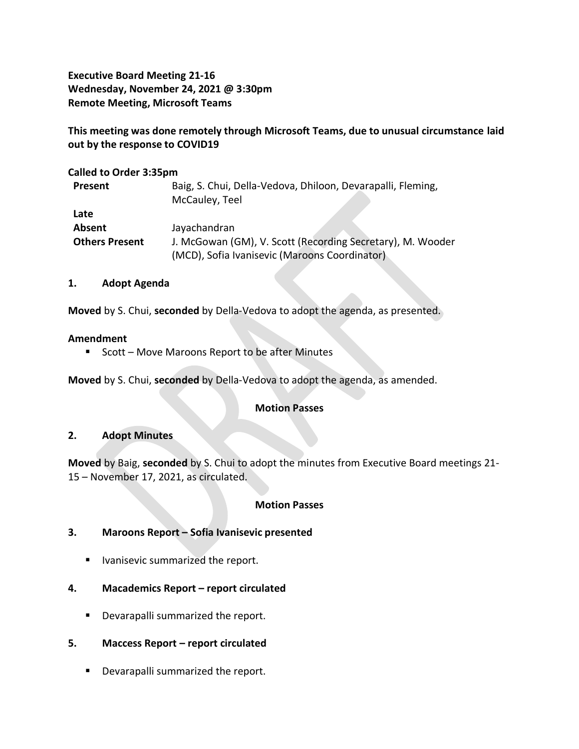**Executive Board Meeting 21-16**
**Wednesday, November 24, 2021 @ 3:30pm**
**Remote Meeting, Microsoft Teams**

**This meeting was done remotely through Microsoft Teams, due to unusual circumstance laid out by the response to COVID19**

**Called to Order 3:35pm**

| | |
|---|---|
| **Present** | Baig, S. Chui, Della-Vedova, Dhiloon, Devarapalli, Fleming, McCauley, Teel |
| **Late** | |
| **Absent** | Jayachandran |
| **Others Present** | J. McGowan (GM), V. Scott (Recording Secretary), M. Wooder (MCD), Sofia Ivanisevic (Maroons Coordinator) |

## 1. Adopt Agenda

**Moved** by S. Chui, **seconded** by Della-Vedova to adopt the agenda, as presented.

**Amendment**

- Scott – Move Maroons Report to be after Minutes

**Moved** by S. Chui, **seconded** by Della-Vedova to adopt the agenda, as amended.

**Motion Passes**

## 2. Adopt Minutes

**Moved** by Baig, **seconded** by S. Chui to adopt the minutes from Executive Board meetings 21-15 – November 17, 2021, as circulated.

**Motion Passes**

## 3. Maroons Report – Sofia Ivanisevic presented

- Ivanisevic summarized the report.

## 4. Macademics Report – report circulated

- Devarapalli summarized the report.

## 5. Maccess Report – report circulated

- Devarapalli summarized the report.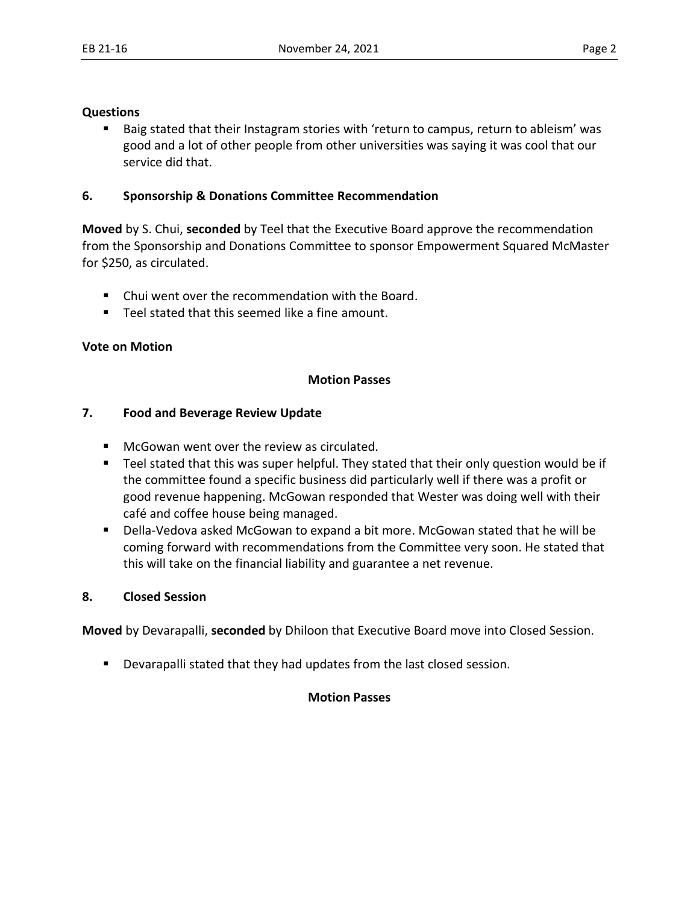**Questions**

- Baig stated that their Instagram stories with 'return to campus, return to ableism' was good and a lot of other people from other universities was saying it was cool that our service did that.

## 6. Sponsorship & Donations Committee Recommendation

**Moved** by S. Chui, **seconded** by Teel that the Executive Board approve the recommendation from the Sponsorship and Donations Committee to sponsor Empowerment Squared McMaster for $250, as circulated.

- Chui went over the recommendation with the Board.
- Teel stated that this seemed like a fine amount.

**Vote on Motion**

**Motion Passes**

## 7. Food and Beverage Review Update

- McGowan went over the review as circulated.
- Teel stated that this was super helpful. They stated that their only question would be if the committee found a specific business did particularly well if there was a profit or good revenue happening. McGowan responded that Wester was doing well with their café and coffee house being managed.
- Della-Vedova asked McGowan to expand a bit more. McGowan stated that he will be coming forward with recommendations from the Committee very soon. He stated that this will take on the financial liability and guarantee a net revenue.

## 8. Closed Session

**Moved** by Devarapalli, **seconded** by Dhiloon that Executive Board move into Closed Session.

- Devarapalli stated that they had updates from the last closed session.

**Motion Passes**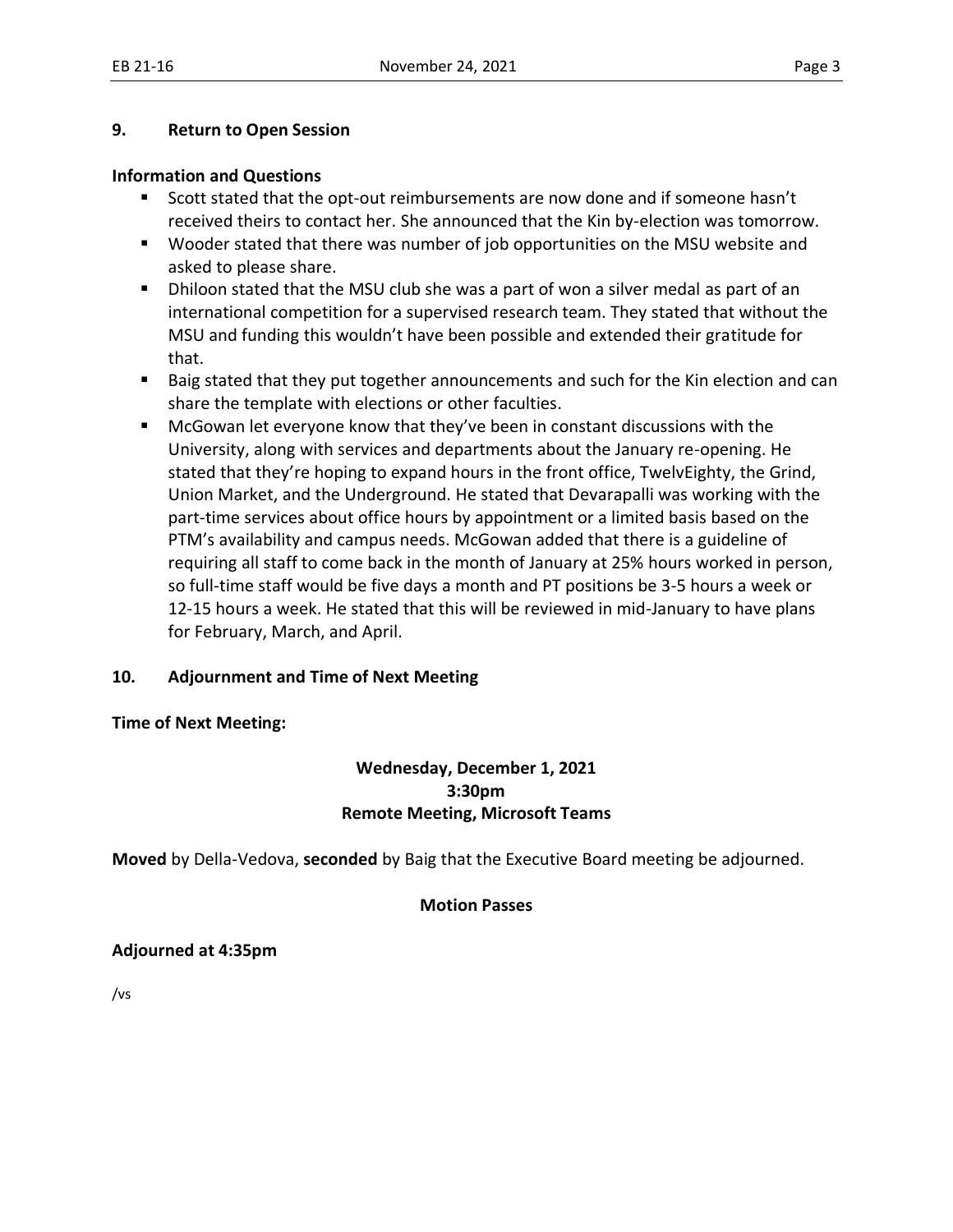## 9. Return to Open Session

**Information and Questions**

- Scott stated that the opt-out reimbursements are now done and if someone hasn't received theirs to contact her. She announced that the Kin by-election was tomorrow.
- Wooder stated that there was number of job opportunities on the MSU website and asked to please share.
- Dhiloon stated that the MSU club she was a part of won a silver medal as part of an international competition for a supervised research team. They stated that without the MSU and funding this wouldn't have been possible and extended their gratitude for that.
- Baig stated that they put together announcements and such for the Kin election and can share the template with elections or other faculties.
- McGowan let everyone know that they've been in constant discussions with the University, along with services and departments about the January re-opening. He stated that they're hoping to expand hours in the front office, TwelvEighty, the Grind, Union Market, and the Underground. He stated that Devarapalli was working with the part-time services about office hours by appointment or a limited basis based on the PTM's availability and campus needs. McGowan added that there is a guideline of requiring all staff to come back in the month of January at 25% hours worked in person, so full-time staff would be five days a month and PT positions be 3-5 hours a week or 12-15 hours a week. He stated that this will be reviewed in mid-January to have plans for February, March, and April.

## 10. Adjournment and Time of Next Meeting

**Time of Next Meeting:**

**Wednesday, December 1, 2021**
**3:30pm**
**Remote Meeting, Microsoft Teams**

**Moved** by Della-Vedova, **seconded** by Baig that the Executive Board meeting be adjourned.

**Motion Passes**

**Adjourned at 4:35pm**

/vs